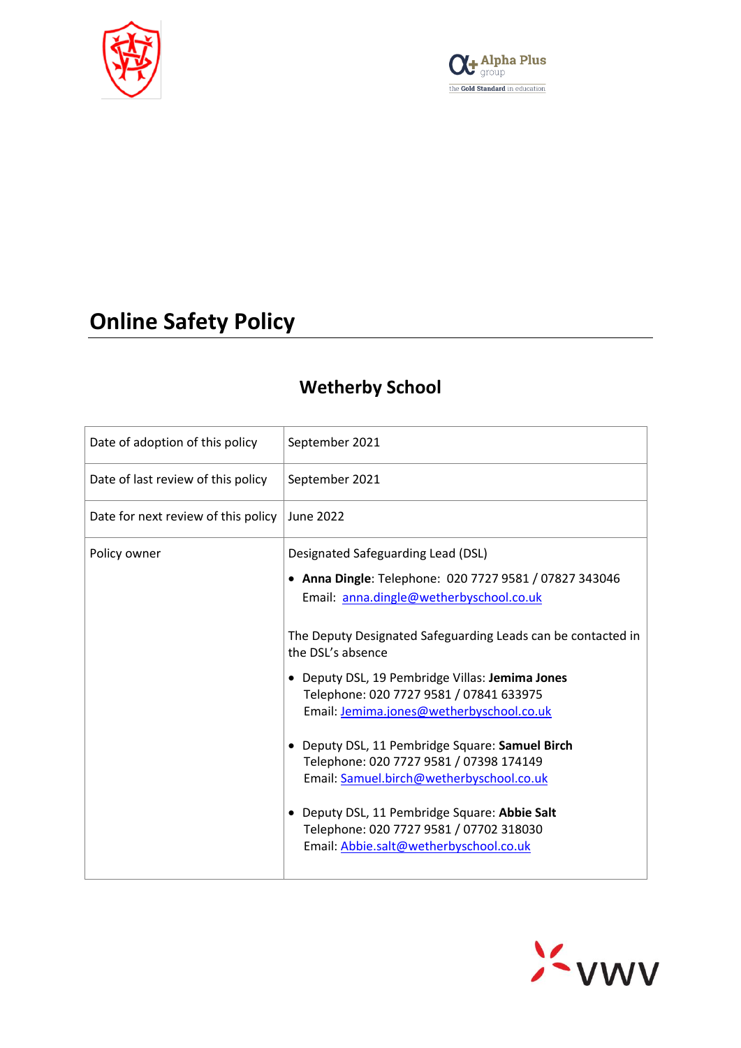# Online Safety Policy

## Wetherby School

| Date of adoption of this policy | September 2021 |
| --- | --- |
| Date of last review of this policy | September 2021 |
| Date for next review of this policy | June 2022 |
| Policy owner | Designated Safeguarding Lead (DSL)<br><br>• **Anna Dingle**: Telephone: 020 7727 9581 / 07827 343046<br>Email: anna.dingle@wetherbyschool.co.uk<br><br>The Deputy Designated Safeguarding Leads can be contacted in the DSL's absence<br><br>• Deputy DSL, 19 Pembridge Villas: **Jemima Jones**<br>Telephone: 020 7727 9581 / 07841 633975<br>Email: Jemima.jones@wetherbyschool.co.uk<br><br>• Deputy DSL, 11 Pembridge Square: **Samuel Birch**<br>Telephone: 020 7727 9581 / 07398 174149<br>Email: Samuel.birch@wetherbyschool.co.uk<br><br>• Deputy DSL, 11 Pembridge Square: **Abbie Salt**<br>Telephone: 020 7727 9581 / 07702 318030<br>Email: Abbie.salt@wetherbyschool.co.uk |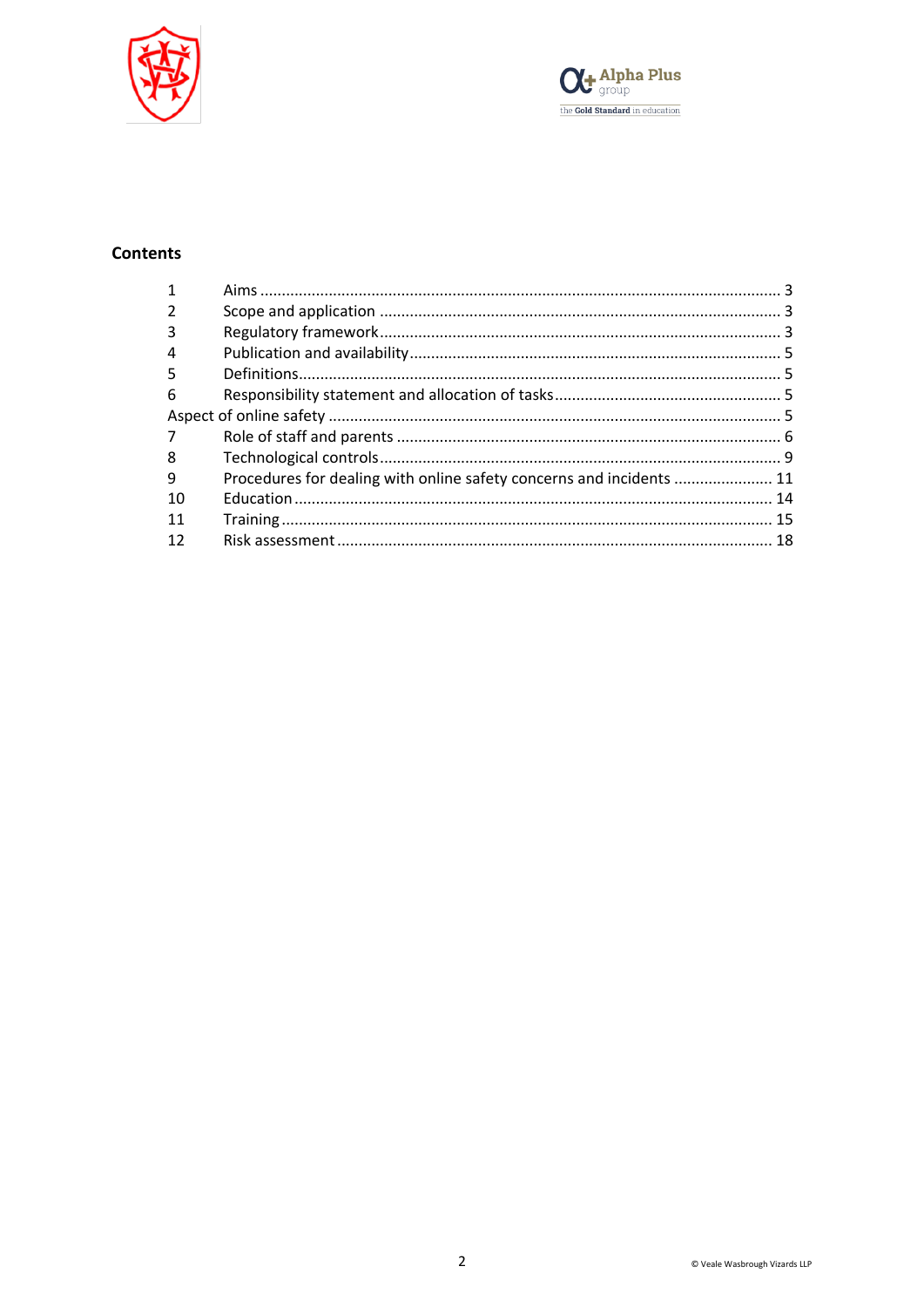## Contents

| | | |
|---|---|---|
| 1 | Aims | 3 |
| 2 | Scope and application | 3 |
| 3 | Regulatory framework | 3 |
| 4 | Publication and availability | 5 |
| 5 | Definitions | 5 |
| 6 | Responsibility statement and allocation of tasks | 5 |
| Aspect of online safety | | 5 |
| 7 | Role of staff and parents | 6 |
| 8 | Technological controls | 9 |
| 9 | Procedures for dealing with online safety concerns and incidents | 11 |
| 10 | Education | 14 |
| 11 | Training | 15 |
| 12 | Risk assessment | 18 |

© Veale Wasbrough Vizards LLP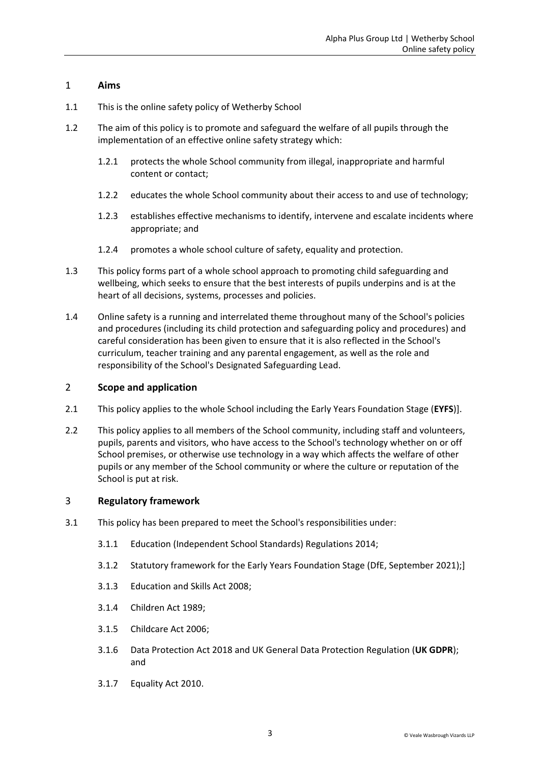## 1 Aims

1.1 This is the online safety policy of Wetherby School

1.2 The aim of this policy is to promote and safeguard the welfare of all pupils through the implementation of an effective online safety strategy which:

1.2.1 protects the whole School community from illegal, inappropriate and harmful content or contact;

1.2.2 educates the whole School community about their access to and use of technology;

1.2.3 establishes effective mechanisms to identify, intervene and escalate incidents where appropriate; and

1.2.4 promotes a whole school culture of safety, equality and protection.

1.3 This policy forms part of a whole school approach to promoting child safeguarding and wellbeing, which seeks to ensure that the best interests of pupils underpins and is at the heart of all decisions, systems, processes and policies.

1.4 Online safety is a running and interrelated theme throughout many of the School's policies and procedures (including its child protection and safeguarding policy and procedures) and careful consideration has been given to ensure that it is also reflected in the School's curriculum, teacher training and any parental engagement, as well as the role and responsibility of the School's Designated Safeguarding Lead.

## 2 Scope and application

2.1 This policy applies to the whole School including the Early Years Foundation Stage (**EYFS**)].

2.2 This policy applies to all members of the School community, including staff and volunteers, pupils, parents and visitors, who have access to the School's technology whether on or off School premises, or otherwise use technology in a way which affects the welfare of other pupils or any member of the School community or where the culture or reputation of the School is put at risk.

## 3 Regulatory framework

3.1 This policy has been prepared to meet the School's responsibilities under:

3.1.1 Education (Independent School Standards) Regulations 2014;

3.1.2 Statutory framework for the Early Years Foundation Stage (DfE, September 2021);]

3.1.3 Education and Skills Act 2008;

3.1.4 Children Act 1989;

3.1.5 Childcare Act 2006;

3.1.6 Data Protection Act 2018 and UK General Data Protection Regulation (**UK GDPR**); and

3.1.7 Equality Act 2010.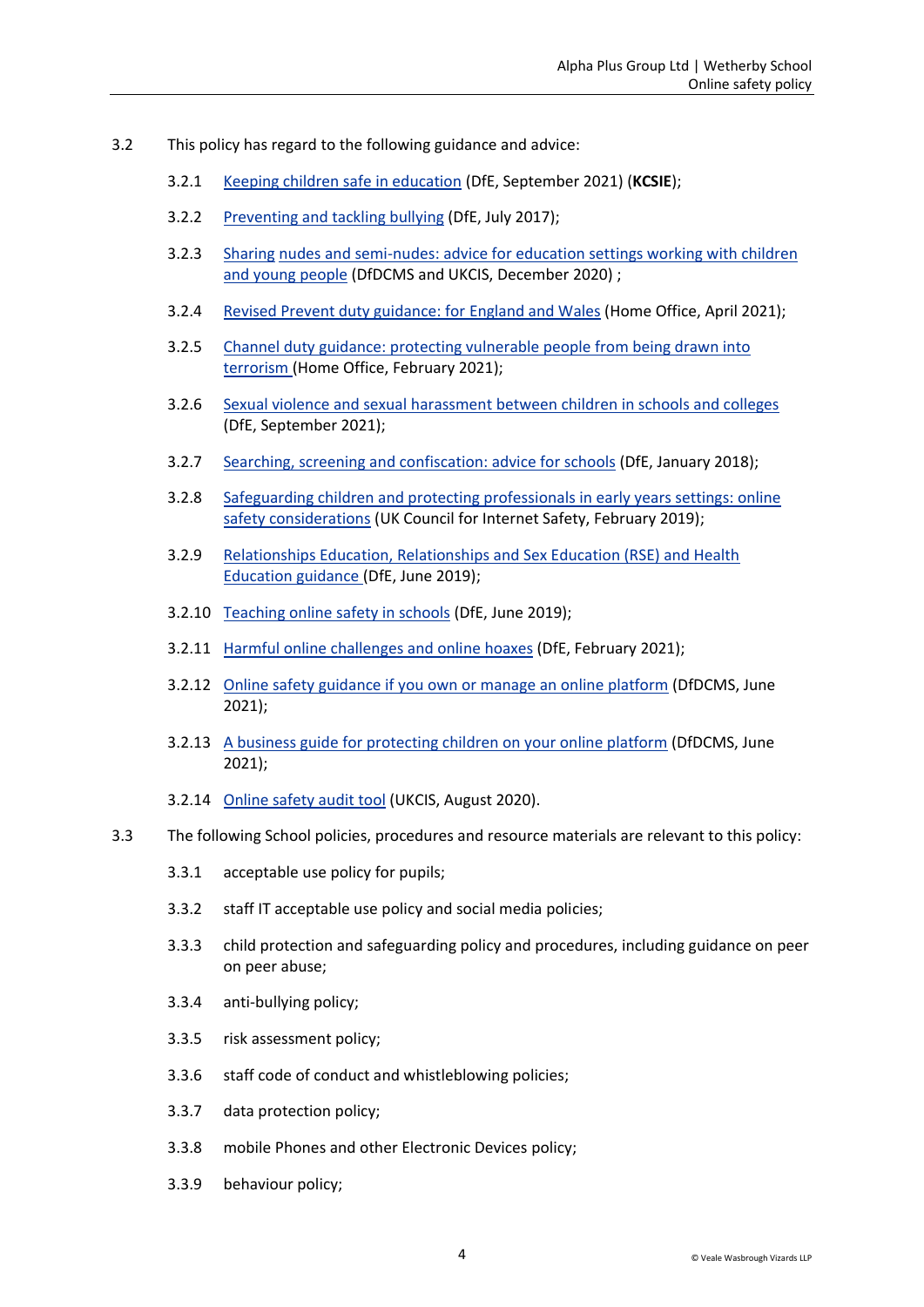3.2 This policy has regard to the following guidance and advice:

3.2.1 Keeping children safe in education (DfE, September 2021) (**KCSIE**);

3.2.2 Preventing and tackling bullying (DfE, July 2017);

3.2.3 Sharing nudes and semi-nudes: advice for education settings working with children and young people (DfDCMS and UKCIS, December 2020) ;

3.2.4 Revised Prevent duty guidance: for England and Wales (Home Office, April 2021);

3.2.5 Channel duty guidance: protecting vulnerable people from being drawn into terrorism (Home Office, February 2021);

3.2.6 Sexual violence and sexual harassment between children in schools and colleges (DfE, September 2021);

3.2.7 Searching, screening and confiscation: advice for schools (DfE, January 2018);

3.2.8 Safeguarding children and protecting professionals in early years settings: online safety considerations (UK Council for Internet Safety, February 2019);

3.2.9 Relationships Education, Relationships and Sex Education (RSE) and Health Education guidance (DfE, June 2019);

3.2.10 Teaching online safety in schools (DfE, June 2019);

3.2.11 Harmful online challenges and online hoaxes (DfE, February 2021);

3.2.12 Online safety guidance if you own or manage an online platform (DfDCMS, June 2021);

3.2.13 A business guide for protecting children on your online platform (DfDCMS, June 2021);

3.2.14 Online safety audit tool (UKCIS, August 2020).

3.3 The following School policies, procedures and resource materials are relevant to this policy:

3.3.1 acceptable use policy for pupils;

3.3.2 staff IT acceptable use policy and social media policies;

3.3.3 child protection and safeguarding policy and procedures, including guidance on peer on peer abuse;

3.3.4 anti-bullying policy;

3.3.5 risk assessment policy;

3.3.6 staff code of conduct and whistleblowing policies;

3.3.7 data protection policy;

3.3.8 mobile Phones and other Electronic Devices policy;

3.3.9 behaviour policy;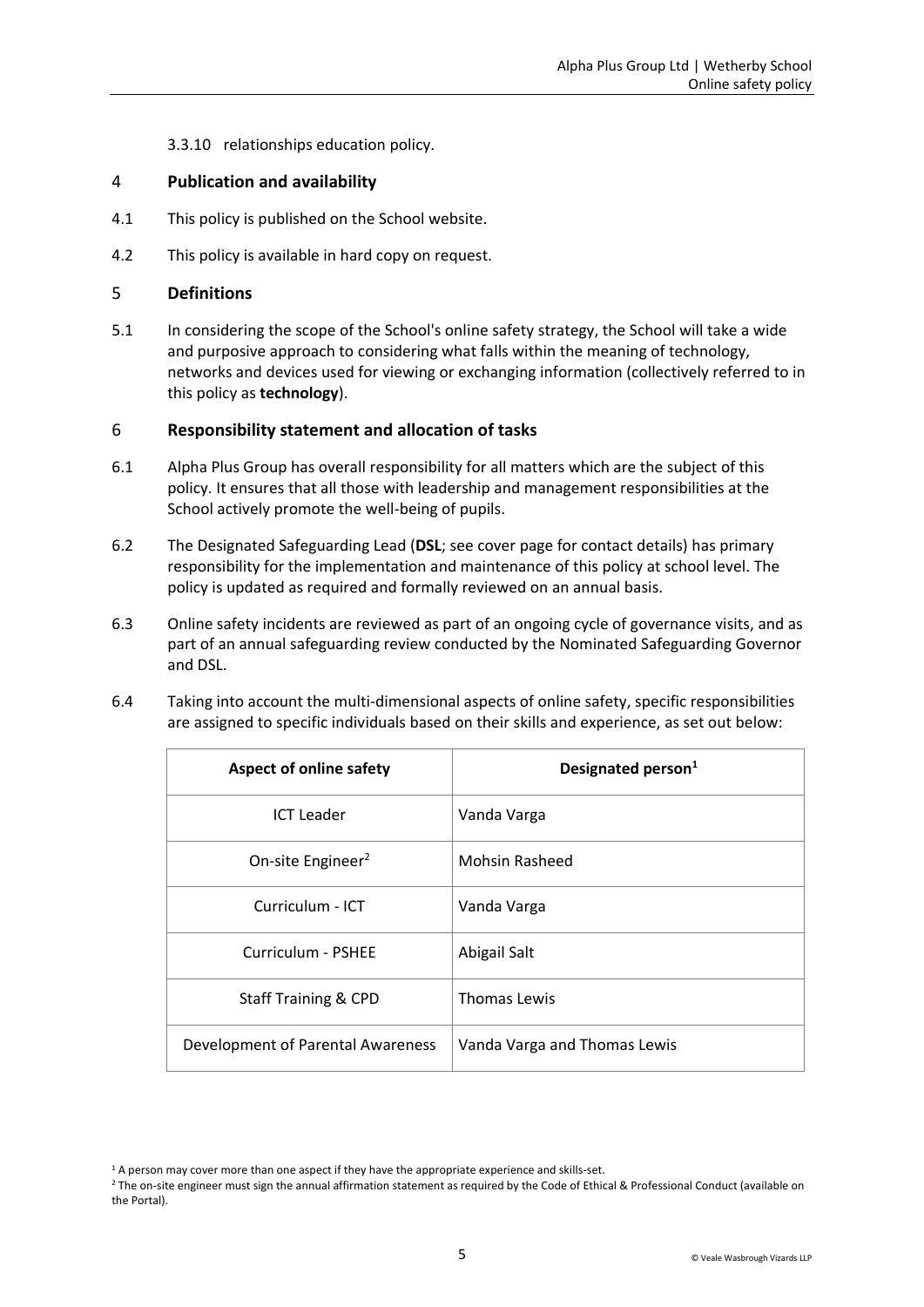3.3.10 relationships education policy.

## 4 Publication and availability

4.1 This policy is published on the School website.

4.2 This policy is available in hard copy on request.

## 5 Definitions

5.1 In considering the scope of the School's online safety strategy, the School will take a wide and purposive approach to considering what falls within the meaning of technology, networks and devices used for viewing or exchanging information (collectively referred to in this policy as **technology**).

## 6 Responsibility statement and allocation of tasks

6.1 Alpha Plus Group has overall responsibility for all matters which are the subject of this policy. It ensures that all those with leadership and management responsibilities at the School actively promote the well-being of pupils.

6.2 The Designated Safeguarding Lead (**DSL**; see cover page for contact details) has primary responsibility for the implementation and maintenance of this policy at school level. The policy is updated as required and formally reviewed on an annual basis.

6.3 Online safety incidents are reviewed as part of an ongoing cycle of governance visits, and as part of an annual safeguarding review conducted by the Nominated Safeguarding Governor and DSL.

6.4 Taking into account the multi-dimensional aspects of online safety, specific responsibilities are assigned to specific individuals based on their skills and experience, as set out below:

| Aspect of online safety | Designated person[1] |
|---|---|
| ICT Leader | Vanda Varga |
| On-site Engineer[2] | Mohsin Rasheed |
| Curriculum - ICT | Vanda Varga |
| Curriculum - PSHEE | Abigail Salt |
| Staff Training & CPD | Thomas Lewis |
| Development of Parental Awareness | Vanda Varga and Thomas Lewis |

[1] A person may cover more than one aspect if they have the appropriate experience and skills-set.

[2] The on-site engineer must sign the annual affirmation statement as required by the Code of Ethical & Professional Conduct (available on the Portal).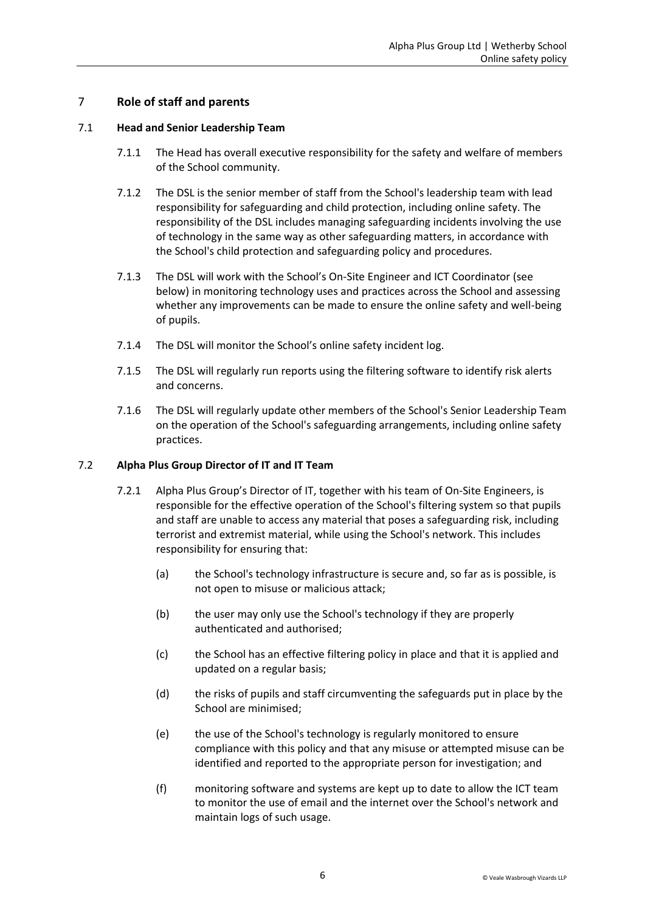## 7 Role of staff and parents

### 7.1 Head and Senior Leadership Team

7.1.1 The Head has overall executive responsibility for the safety and welfare of members of the School community.

7.1.2 The DSL is the senior member of staff from the School's leadership team with lead responsibility for safeguarding and child protection, including online safety. The responsibility of the DSL includes managing safeguarding incidents involving the use of technology in the same way as other safeguarding matters, in accordance with the School's child protection and safeguarding policy and procedures.

7.1.3 The DSL will work with the School's On-Site Engineer and ICT Coordinator (see below) in monitoring technology uses and practices across the School and assessing whether any improvements can be made to ensure the online safety and well-being of pupils.

7.1.4 The DSL will monitor the School's online safety incident log.

7.1.5 The DSL will regularly run reports using the filtering software to identify risk alerts and concerns.

7.1.6 The DSL will regularly update other members of the School's Senior Leadership Team on the operation of the School's safeguarding arrangements, including online safety practices.

### 7.2 Alpha Plus Group Director of IT and IT Team

7.2.1 Alpha Plus Group's Director of IT, together with his team of On-Site Engineers, is responsible for the effective operation of the School's filtering system so that pupils and staff are unable to access any material that poses a safeguarding risk, including terrorist and extremist material, while using the School's network. This includes responsibility for ensuring that:

(a) the School's technology infrastructure is secure and, so far as is possible, is not open to misuse or malicious attack;

(b) the user may only use the School's technology if they are properly authenticated and authorised;

(c) the School has an effective filtering policy in place and that it is applied and updated on a regular basis;

(d) the risks of pupils and staff circumventing the safeguards put in place by the School are minimised;

(e) the use of the School's technology is regularly monitored to ensure compliance with this policy and that any misuse or attempted misuse can be identified and reported to the appropriate person for investigation; and

(f) monitoring software and systems are kept up to date to allow the ICT team to monitor the use of email and the internet over the School's network and maintain logs of such usage.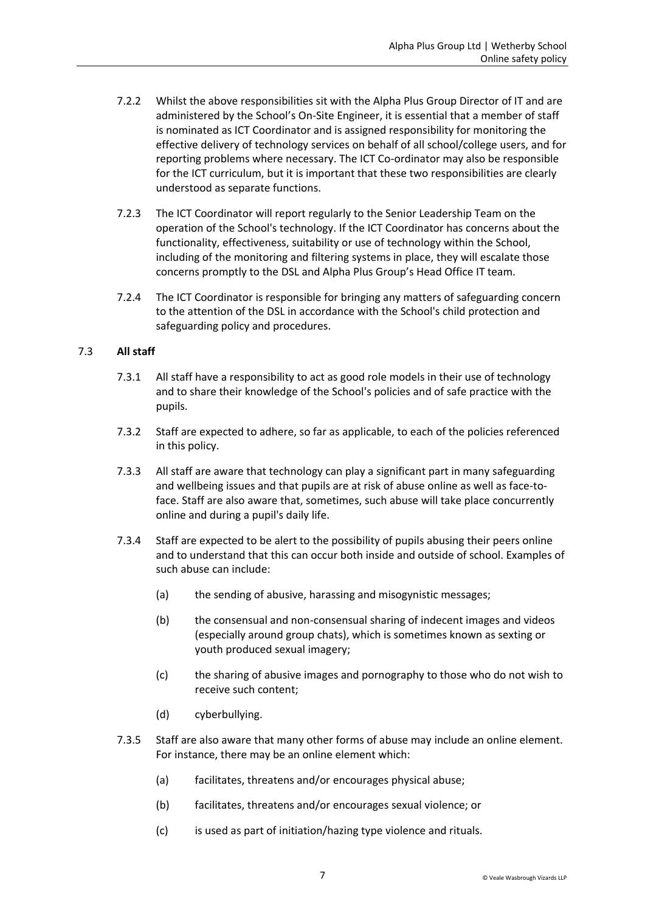7.2.2 Whilst the above responsibilities sit with the Alpha Plus Group Director of IT and are administered by the School's On-Site Engineer, it is essential that a member of staff is nominated as ICT Coordinator and is assigned responsibility for monitoring the effective delivery of technology services on behalf of all school/college users, and for reporting problems where necessary. The ICT Co-ordinator may also be responsible for the ICT curriculum, but it is important that these two responsibilities are clearly understood as separate functions.

7.2.3 The ICT Coordinator will report regularly to the Senior Leadership Team on the operation of the School's technology. If the ICT Coordinator has concerns about the functionality, effectiveness, suitability or use of technology within the School, including of the monitoring and filtering systems in place, they will escalate those concerns promptly to the DSL and Alpha Plus Group's Head Office IT team.

7.2.4 The ICT Coordinator is responsible for bringing any matters of safeguarding concern to the attention of the DSL in accordance with the School's child protection and safeguarding policy and procedures.

### 7.3 **All staff**

7.3.1 All staff have a responsibility to act as good role models in their use of technology and to share their knowledge of the School's policies and of safe practice with the pupils.

7.3.2 Staff are expected to adhere, so far as applicable, to each of the policies referenced in this policy.

7.3.3 All staff are aware that technology can play a significant part in many safeguarding and wellbeing issues and that pupils are at risk of abuse online as well as face-to-face. Staff are also aware that, sometimes, such abuse will take place concurrently online and during a pupil's daily life.

7.3.4 Staff are expected to be alert to the possibility of pupils abusing their peers online and to understand that this can occur both inside and outside of school. Examples of such abuse can include:

(a) the sending of abusive, harassing and misogynistic messages;

(b) the consensual and non-consensual sharing of indecent images and videos (especially around group chats), which is sometimes known as sexting or youth produced sexual imagery;

(c) the sharing of abusive images and pornography to those who do not wish to receive such content;

(d) cyberbullying.

7.3.5 Staff are also aware that many other forms of abuse may include an online element. For instance, there may be an online element which:

(a) facilitates, threatens and/or encourages physical abuse;

(b) facilitates, threatens and/or encourages sexual violence; or

(c) is used as part of initiation/hazing type violence and rituals.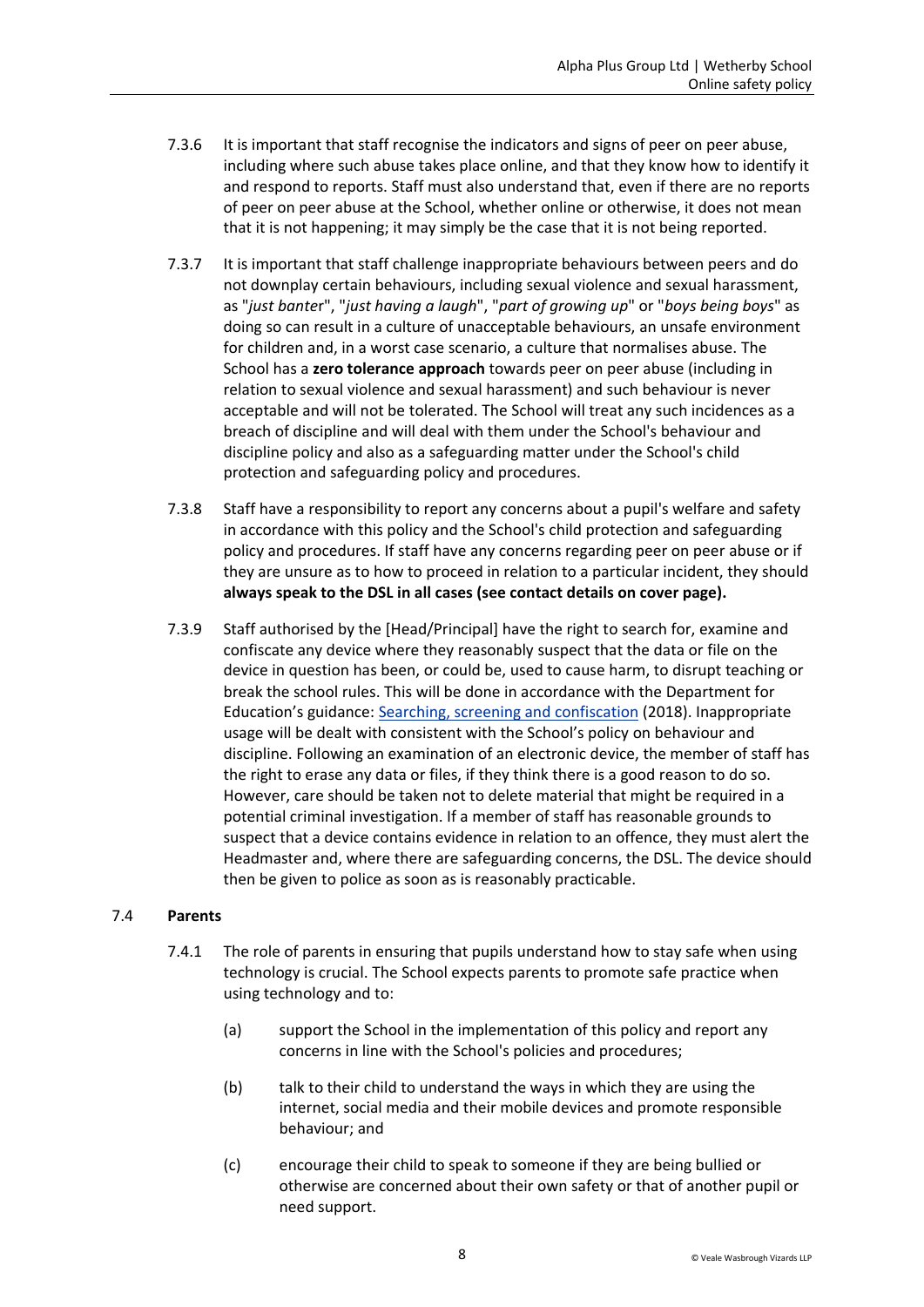7.3.6 It is important that staff recognise the indicators and signs of peer on peer abuse, including where such abuse takes place online, and that they know how to identify it and respond to reports. Staff must also understand that, even if there are no reports of peer on peer abuse at the School, whether online or otherwise, it does not mean that it is not happening; it may simply be the case that it is not being reported.

7.3.7 It is important that staff challenge inappropriate behaviours between peers and do not downplay certain behaviours, including sexual violence and sexual harassment, as "*just banter*", "*just having a laugh*", "*part of growing up*" or "*boys being boys*" as doing so can result in a culture of unacceptable behaviours, an unsafe environment for children and, in a worst case scenario, a culture that normalises abuse. The School has a **zero tolerance approach** towards peer on peer abuse (including in relation to sexual violence and sexual harassment) and such behaviour is never acceptable and will not be tolerated. The School will treat any such incidences as a breach of discipline and will deal with them under the School's behaviour and discipline policy and also as a safeguarding matter under the School's child protection and safeguarding policy and procedures.

7.3.8 Staff have a responsibility to report any concerns about a pupil's welfare and safety in accordance with this policy and the School's child protection and safeguarding policy and procedures. If staff have any concerns regarding peer on peer abuse or if they are unsure as to how to proceed in relation to a particular incident, they should **always speak to the DSL in all cases (see contact details on cover page).**

7.3.9 Staff authorised by the [Head/Principal] have the right to search for, examine and confiscate any device where they reasonably suspect that the data or file on the device in question has been, or could be, used to cause harm, to disrupt teaching or break the school rules. This will be done in accordance with the Department for Education's guidance: [Searching, screening and confiscation](#) (2018). Inappropriate usage will be dealt with consistent with the School's policy on behaviour and discipline. Following an examination of an electronic device, the member of staff has the right to erase any data or files, if they think there is a good reason to do so. However, care should be taken not to delete material that might be required in a potential criminal investigation. If a member of staff has reasonable grounds to suspect that a device contains evidence in relation to an offence, they must alert the Headmaster and, where there are safeguarding concerns, the DSL. The device should then be given to police as soon as is reasonably practicable.

### 7.4 Parents

7.4.1 The role of parents in ensuring that pupils understand how to stay safe when using technology is crucial. The School expects parents to promote safe practice when using technology and to:

(a) support the School in the implementation of this policy and report any concerns in line with the School's policies and procedures;

(b) talk to their child to understand the ways in which they are using the internet, social media and their mobile devices and promote responsible behaviour; and

(c) encourage their child to speak to someone if they are being bullied or otherwise are concerned about their own safety or that of another pupil or need support.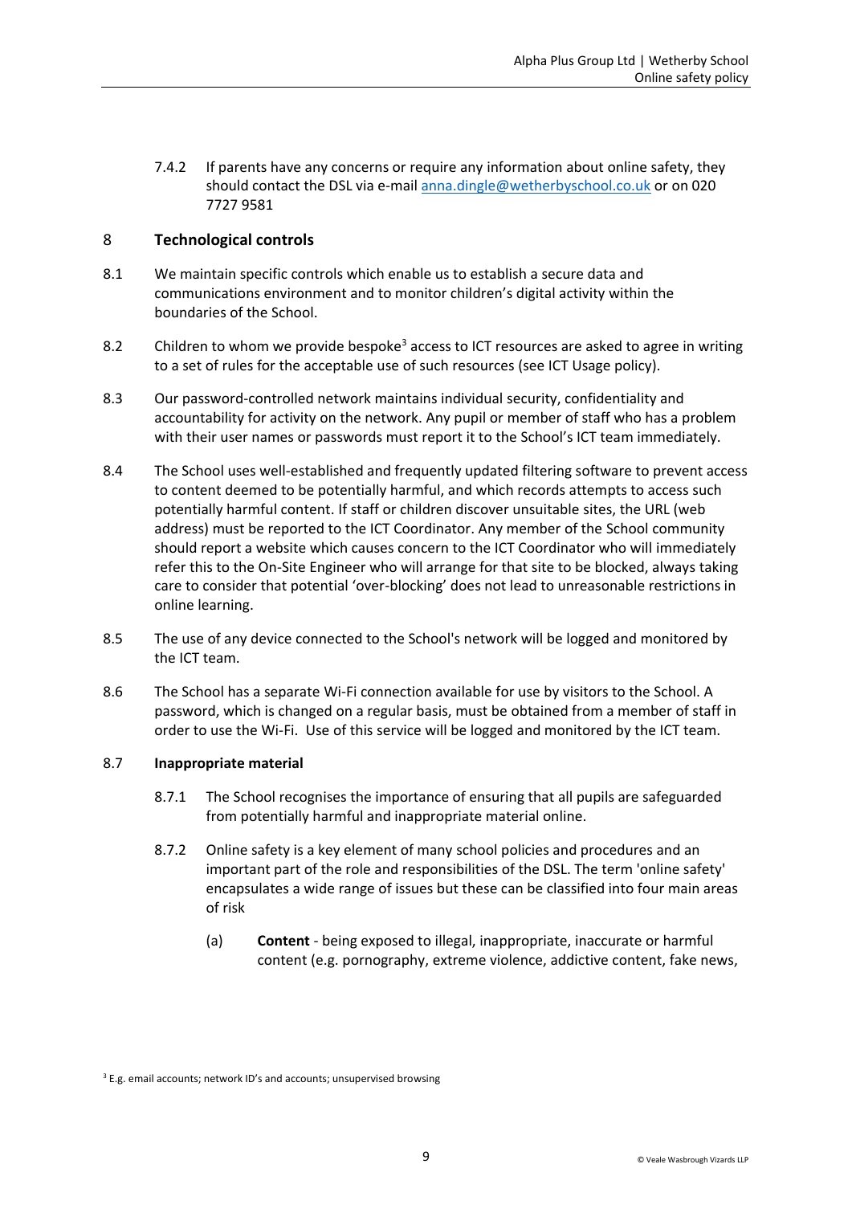7.4.2 If parents have any concerns or require any information about online safety, they should contact the DSL via e-mail anna.dingle@wetherbyschool.co.uk or on 020 7727 9581

## 8 Technological controls

8.1 We maintain specific controls which enable us to establish a secure data and communications environment and to monitor children's digital activity within the boundaries of the School.

8.2 Children to whom we provide bespoke[3] access to ICT resources are asked to agree in writing to a set of rules for the acceptable use of such resources (see ICT Usage policy).

8.3 Our password-controlled network maintains individual security, confidentiality and accountability for activity on the network. Any pupil or member of staff who has a problem with their user names or passwords must report it to the School's ICT team immediately.

8.4 The School uses well-established and frequently updated filtering software to prevent access to content deemed to be potentially harmful, and which records attempts to access such potentially harmful content. If staff or children discover unsuitable sites, the URL (web address) must be reported to the ICT Coordinator. Any member of the School community should report a website which causes concern to the ICT Coordinator who will immediately refer this to the On-Site Engineer who will arrange for that site to be blocked, always taking care to consider that potential 'over-blocking' does not lead to unreasonable restrictions in online learning.

8.5 The use of any device connected to the School's network will be logged and monitored by the ICT team.

8.6 The School has a separate Wi-Fi connection available for use by visitors to the School. A password, which is changed on a regular basis, must be obtained from a member of staff in order to use the Wi-Fi. Use of this service will be logged and monitored by the ICT team.

8.7 **Inappropriate material**

8.7.1 The School recognises the importance of ensuring that all pupils are safeguarded from potentially harmful and inappropriate material online.

8.7.2 Online safety is a key element of many school policies and procedures and an important part of the role and responsibilities of the DSL. The term 'online safety' encapsulates a wide range of issues but these can be classified into four main areas of risk

(a) **Content** - being exposed to illegal, inappropriate, inaccurate or harmful content (e.g. pornography, extreme violence, addictive content, fake news,

[3] E.g. email accounts; network ID's and accounts; unsupervised browsing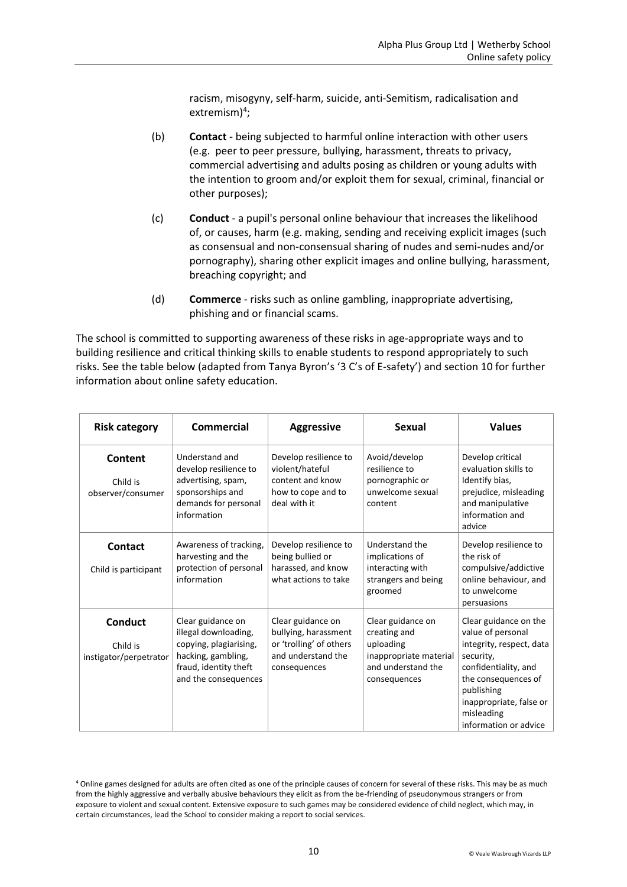racism, misogyny, self-harm, suicide, anti-Semitism, radicalisation and extremism)[4];

(b) **Contact** - being subjected to harmful online interaction with other users (e.g. peer to peer pressure, bullying, harassment, threats to privacy, commercial advertising and adults posing as children or young adults with the intention to groom and/or exploit them for sexual, criminal, financial or other purposes);

(c) **Conduct** - a pupil's personal online behaviour that increases the likelihood of, or causes, harm (e.g. making, sending and receiving explicit images (such as consensual and non-consensual sharing of nudes and semi-nudes and/or pornography), sharing other explicit images and online bullying, harassment, breaching copyright; and

(d) **Commerce** - risks such as online gambling, inappropriate advertising, phishing and or financial scams.

The school is committed to supporting awareness of these risks in age-appropriate ways and to building resilience and critical thinking skills to enable students to respond appropriately to such risks. See the table below (adapted from Tanya Byron's '3 C's of E-safety') and section 10 for further information about online safety education.

| Risk category | Commercial | Aggressive | Sexual | Values |
|---|---|---|---|---|
| **Content**<br>Child is observer/consumer | Understand and develop resilience to advertising, spam, sponsorships and demands for personal information | Develop resilience to violent/hateful content and know how to cope and to deal with it | Avoid/develop resilience to pornographic or unwelcome sexual content | Develop critical evaluation skills to Identify bias, prejudice, misleading and manipulative information and advice |
| **Contact**<br>Child is participant | Awareness of tracking, harvesting and the protection of personal information | Develop resilience to being bullied or harassed, and know what actions to take | Understand the implications of interacting with strangers and being groomed | Develop resilience to the risk of compulsive/addictive online behaviour, and to unwelcome persuasions |
| **Conduct**<br>Child is instigator/perpetrator | Clear guidance on illegal downloading, copying, plagiarising, hacking, gambling, fraud, identity theft and the consequences | Clear guidance on bullying, harassment or 'trolling' of others and understand the consequences | Clear guidance on creating and uploading inappropriate material and understand the consequences | Clear guidance on the value of personal integrity, respect, data security, confidentiality, and the consequences of publishing inappropriate, false or misleading information or advice |

[4] Online games designed for adults are often cited as one of the principle causes of concern for several of these risks. This may be as much from the highly aggressive and verbally abusive behaviours they elicit as from the be-friending of pseudonymous strangers or from exposure to violent and sexual content. Extensive exposure to such games may be considered evidence of child neglect, which may, in certain circumstances, lead the School to consider making a report to social services.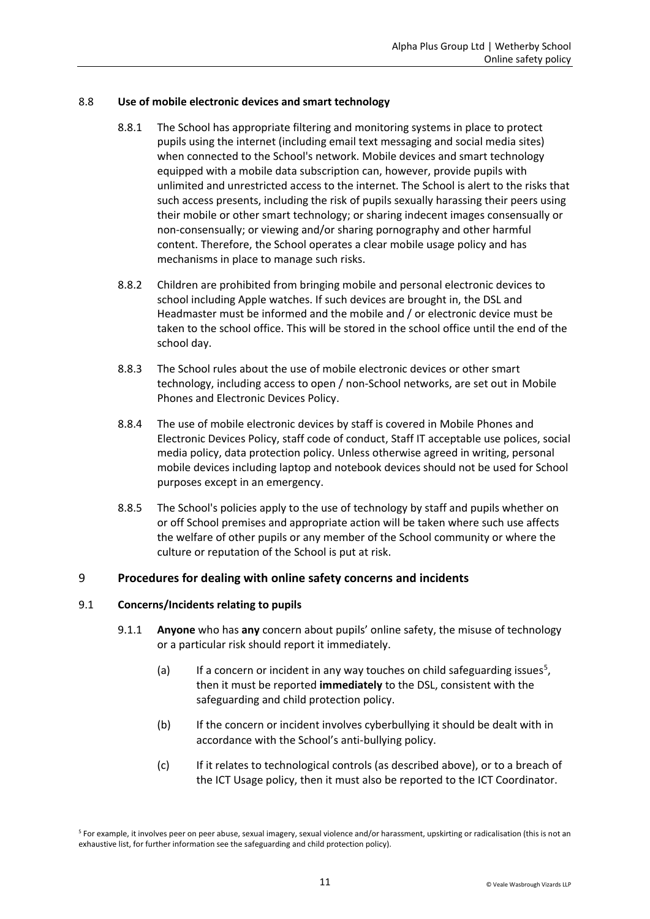### 8.8 Use of mobile electronic devices and smart technology

8.8.1 The School has appropriate filtering and monitoring systems in place to protect pupils using the internet (including email text messaging and social media sites) when connected to the School's network. Mobile devices and smart technology equipped with a mobile data subscription can, however, provide pupils with unlimited and unrestricted access to the internet. The School is alert to the risks that such access presents, including the risk of pupils sexually harassing their peers using their mobile or other smart technology; or sharing indecent images consensually or non-consensually; or viewing and/or sharing pornography and other harmful content. Therefore, the School operates a clear mobile usage policy and has mechanisms in place to manage such risks.

8.8.2 Children are prohibited from bringing mobile and personal electronic devices to school including Apple watches. If such devices are brought in, the DSL and Headmaster must be informed and the mobile and / or electronic device must be taken to the school office. This will be stored in the school office until the end of the school day.

8.8.3 The School rules about the use of mobile electronic devices or other smart technology, including access to open / non-School networks, are set out in Mobile Phones and Electronic Devices Policy.

8.8.4 The use of mobile electronic devices by staff is covered in Mobile Phones and Electronic Devices Policy, staff code of conduct, Staff IT acceptable use polices, social media policy, data protection policy. Unless otherwise agreed in writing, personal mobile devices including laptop and notebook devices should not be used for School purposes except in an emergency.

8.8.5 The School's policies apply to the use of technology by staff and pupils whether on or off School premises and appropriate action will be taken where such use affects the welfare of other pupils or any member of the School community or where the culture or reputation of the School is put at risk.

## 9 Procedures for dealing with online safety concerns and incidents

### 9.1 Concerns/Incidents relating to pupils

9.1.1 **Anyone** who has **any** concern about pupils' online safety, the misuse of technology or a particular risk should report it immediately.

(a) If a concern or incident in any way touches on child safeguarding issues[5], then it must be reported **immediately** to the DSL, consistent with the safeguarding and child protection policy.

(b) If the concern or incident involves cyberbullying it should be dealt with in accordance with the School's anti-bullying policy.

(c) If it relates to technological controls (as described above), or to a breach of the ICT Usage policy, then it must also be reported to the ICT Coordinator.

---

[5] For example, it involves peer on peer abuse, sexual imagery, sexual violence and/or harassment, upskirting or radicalisation (this is not an exhaustive list, for further information see the safeguarding and child protection policy).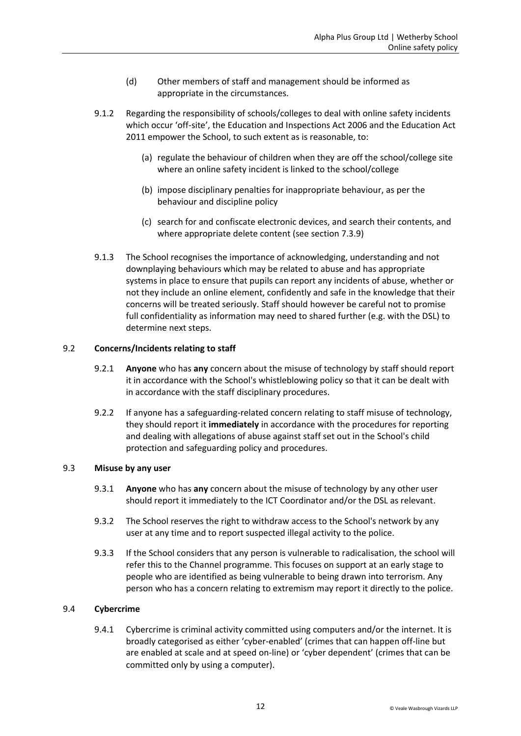(d) Other members of staff and management should be informed as appropriate in the circumstances.

9.1.2 Regarding the responsibility of schools/colleges to deal with online safety incidents which occur 'off-site', the Education and Inspections Act 2006 and the Education Act 2011 empower the School, to such extent as is reasonable, to:

(a) regulate the behaviour of children when they are off the school/college site where an online safety incident is linked to the school/college

(b) impose disciplinary penalties for inappropriate behaviour, as per the behaviour and discipline policy

(c) search for and confiscate electronic devices, and search their contents, and where appropriate delete content (see section 7.3.9)

9.1.3 The School recognises the importance of acknowledging, understanding and not downplaying behaviours which may be related to abuse and has appropriate systems in place to ensure that pupils can report any incidents of abuse, whether or not they include an online element, confidently and safe in the knowledge that their concerns will be treated seriously. Staff should however be careful not to promise full confidentiality as information may need to shared further (e.g. with the DSL) to determine next steps.

### 9.2 Concerns/Incidents relating to staff

9.2.1 **Anyone** who has **any** concern about the misuse of technology by staff should report it in accordance with the School's whistleblowing policy so that it can be dealt with in accordance with the staff disciplinary procedures.

9.2.2 If anyone has a safeguarding-related concern relating to staff misuse of technology, they should report it **immediately** in accordance with the procedures for reporting and dealing with allegations of abuse against staff set out in the School's child protection and safeguarding policy and procedures.

### 9.3 Misuse by any user

9.3.1 **Anyone** who has **any** concern about the misuse of technology by any other user should report it immediately to the ICT Coordinator and/or the DSL as relevant.

9.3.2 The School reserves the right to withdraw access to the School's network by any user at any time and to report suspected illegal activity to the police.

9.3.3 If the School considers that any person is vulnerable to radicalisation, the school will refer this to the Channel programme. This focuses on support at an early stage to people who are identified as being vulnerable to being drawn into terrorism. Any person who has a concern relating to extremism may report it directly to the police.

### 9.4 Cybercrime

9.4.1 Cybercrime is criminal activity committed using computers and/or the internet. It is broadly categorised as either 'cyber-enabled' (crimes that can happen off-line but are enabled at scale and at speed on-line) or 'cyber dependent' (crimes that can be committed only by using a computer).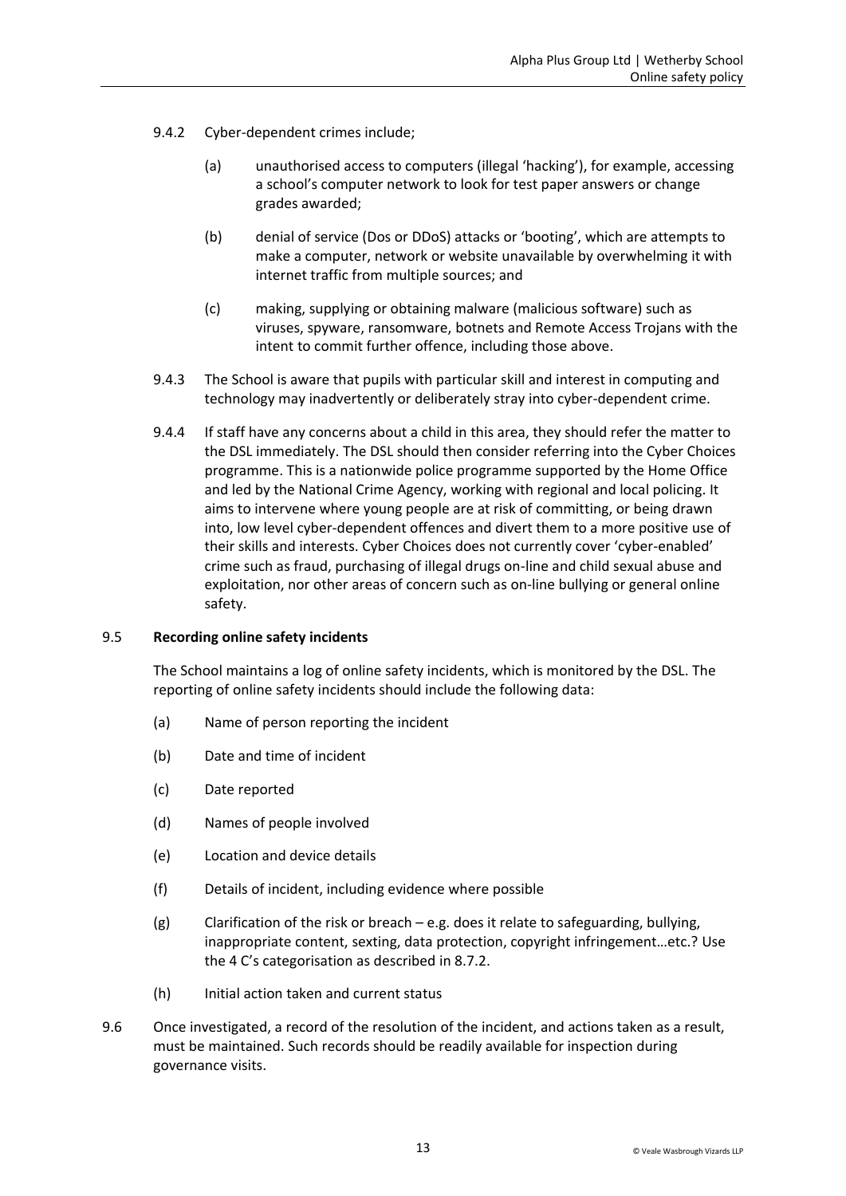9.4.2 Cyber-dependent crimes include;

(a) unauthorised access to computers (illegal 'hacking'), for example, accessing a school's computer network to look for test paper answers or change grades awarded;

(b) denial of service (Dos or DDoS) attacks or 'booting', which are attempts to make a computer, network or website unavailable by overwhelming it with internet traffic from multiple sources; and

(c) making, supplying or obtaining malware (malicious software) such as viruses, spyware, ransomware, botnets and Remote Access Trojans with the intent to commit further offence, including those above.

9.4.3 The School is aware that pupils with particular skill and interest in computing and technology may inadvertently or deliberately stray into cyber-dependent crime.

9.4.4 If staff have any concerns about a child in this area, they should refer the matter to the DSL immediately. The DSL should then consider referring into the Cyber Choices programme. This is a nationwide police programme supported by the Home Office and led by the National Crime Agency, working with regional and local policing. It aims to intervene where young people are at risk of committing, or being drawn into, low level cyber-dependent offences and divert them to a more positive use of their skills and interests. Cyber Choices does not currently cover 'cyber-enabled' crime such as fraud, purchasing of illegal drugs on-line and child sexual abuse and exploitation, nor other areas of concern such as on-line bullying or general online safety.

### 9.5 **Recording online safety incidents**

The School maintains a log of online safety incidents, which is monitored by the DSL. The reporting of online safety incidents should include the following data:

(a) Name of person reporting the incident

(b) Date and time of incident

(c) Date reported

(d) Names of people involved

(e) Location and device details

(f) Details of incident, including evidence where possible

(g) Clarification of the risk or breach – e.g. does it relate to safeguarding, bullying, inappropriate content, sexting, data protection, copyright infringement…etc.? Use the 4 C's categorisation as described in 8.7.2.

(h) Initial action taken and current status

9.6 Once investigated, a record of the resolution of the incident, and actions taken as a result, must be maintained. Such records should be readily available for inspection during governance visits.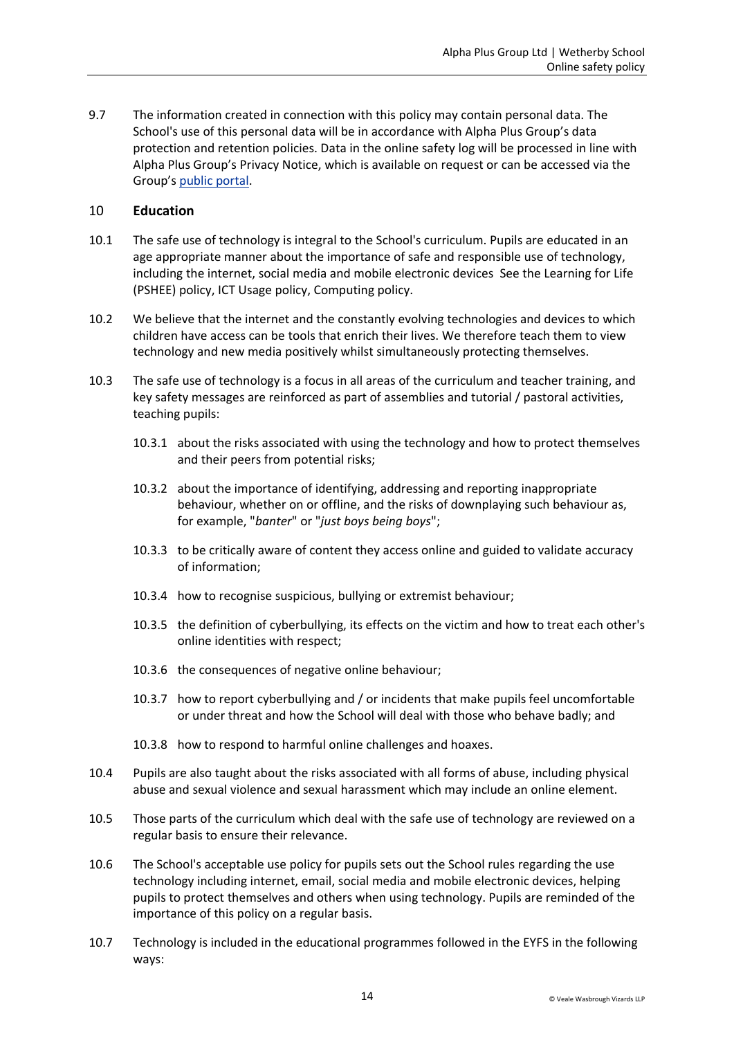9.7 The information created in connection with this policy may contain personal data. The School's use of this personal data will be in accordance with Alpha Plus Group's data protection and retention policies. Data in the online safety log will be processed in line with Alpha Plus Group's Privacy Notice, which is available on request or can be accessed via the Group's [public portal](public portal).

## 10 Education

10.1 The safe use of technology is integral to the School's curriculum. Pupils are educated in an age appropriate manner about the importance of safe and responsible use of technology, including the internet, social media and mobile electronic devices  See the Learning for Life (PSHEE) policy, ICT Usage policy, Computing policy.

10.2 We believe that the internet and the constantly evolving technologies and devices to which children have access can be tools that enrich their lives. We therefore teach them to view technology and new media positively whilst simultaneously protecting themselves.

10.3 The safe use of technology is a focus in all areas of the curriculum and teacher training, and key safety messages are reinforced as part of assemblies and tutorial / pastoral activities, teaching pupils:

- 10.3.1 about the risks associated with using the technology and how to protect themselves and their peers from potential risks;
- 10.3.2 about the importance of identifying, addressing and reporting inappropriate behaviour, whether on or offline, and the risks of downplaying such behaviour as, for example, "*banter*" or "*just boys being boys*";
- 10.3.3 to be critically aware of content they access online and guided to validate accuracy of information;
- 10.3.4 how to recognise suspicious, bullying or extremist behaviour;
- 10.3.5 the definition of cyberbullying, its effects on the victim and how to treat each other's online identities with respect;
- 10.3.6 the consequences of negative online behaviour;
- 10.3.7 how to report cyberbullying and / or incidents that make pupils feel uncomfortable or under threat and how the School will deal with those who behave badly; and
- 10.3.8 how to respond to harmful online challenges and hoaxes.

10.4 Pupils are also taught about the risks associated with all forms of abuse, including physical abuse and sexual violence and sexual harassment which may include an online element.

10.5 Those parts of the curriculum which deal with the safe use of technology are reviewed on a regular basis to ensure their relevance.

10.6 The School's acceptable use policy for pupils sets out the School rules regarding the use technology including internet, email, social media and mobile electronic devices, helping pupils to protect themselves and others when using technology. Pupils are reminded of the importance of this policy on a regular basis.

10.7 Technology is included in the educational programmes followed in the EYFS in the following ways: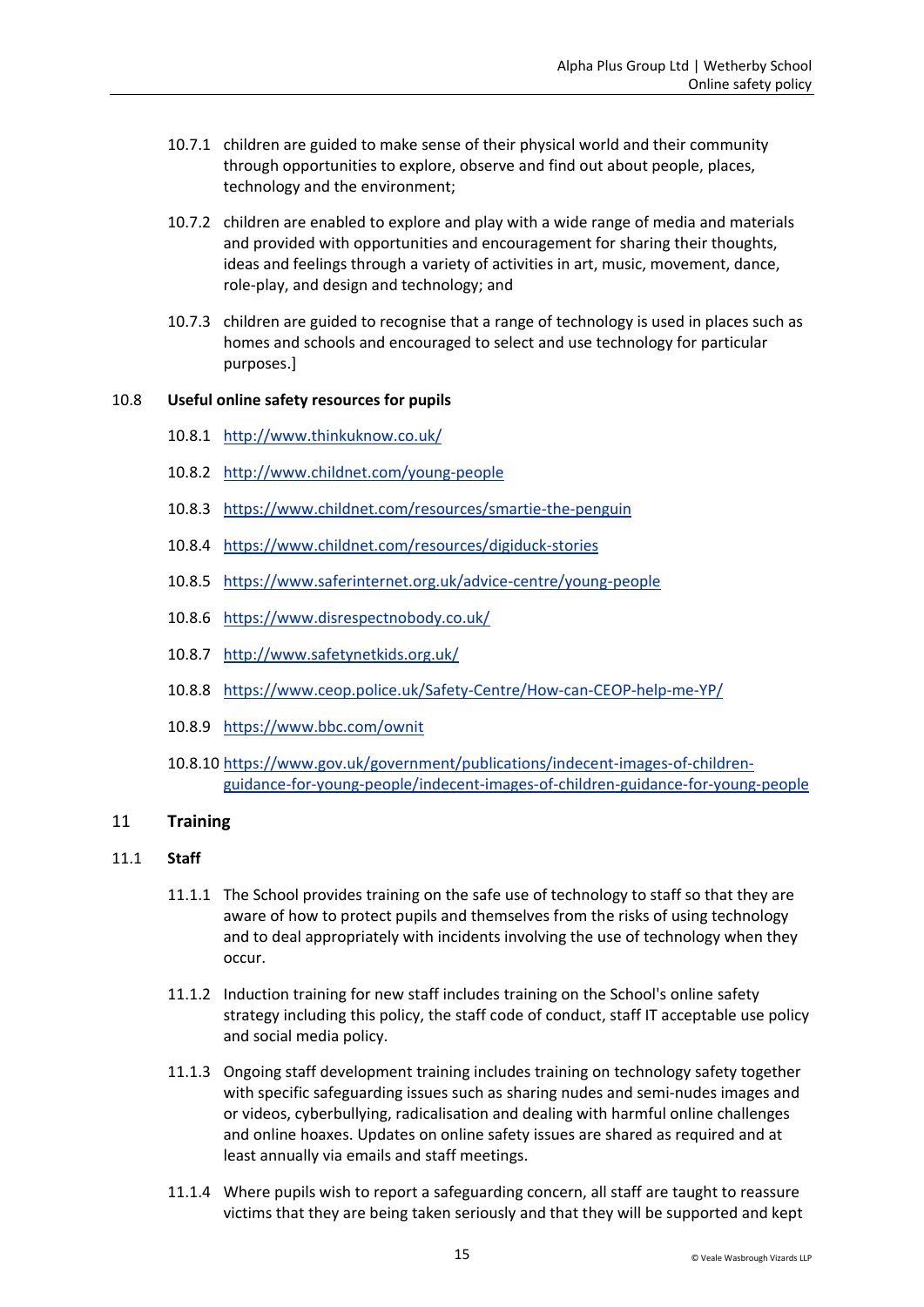10.7.1 children are guided to make sense of their physical world and their community through opportunities to explore, observe and find out about people, places, technology and the environment;

10.7.2 children are enabled to explore and play with a wide range of media and materials and provided with opportunities and encouragement for sharing their thoughts, ideas and feelings through a variety of activities in art, music, movement, dance, role-play, and design and technology; and

10.7.3 children are guided to recognise that a range of technology is used in places such as homes and schools and encouraged to select and use technology for particular purposes.]

10.8 **Useful online safety resources for pupils**

10.8.1 http://www.thinkuknow.co.uk/

10.8.2 http://www.childnet.com/young-people

10.8.3 https://www.childnet.com/resources/smartie-the-penguin

10.8.4 https://www.childnet.com/resources/digiduck-stories

10.8.5 https://www.saferinternet.org.uk/advice-centre/young-people

10.8.6 https://www.disrespectnobody.co.uk/

10.8.7 http://www.safetynetkids.org.uk/

10.8.8 https://www.ceop.police.uk/Safety-Centre/How-can-CEOP-help-me-YP/

10.8.9 https://www.bbc.com/ownit

10.8.10 https://www.gov.uk/government/publications/indecent-images-of-children-guidance-for-young-people/indecent-images-of-children-guidance-for-young-people

## 11 Training

### 11.1 Staff

11.1.1 The School provides training on the safe use of technology to staff so that they are aware of how to protect pupils and themselves from the risks of using technology and to deal appropriately with incidents involving the use of technology when they occur.

11.1.2 Induction training for new staff includes training on the School's online safety strategy including this policy, the staff code of conduct, staff IT acceptable use policy and social media policy.

11.1.3 Ongoing staff development training includes training on technology safety together with specific safeguarding issues such as sharing nudes and semi-nudes images and or videos, cyberbullying, radicalisation and dealing with harmful online challenges and online hoaxes. Updates on online safety issues are shared as required and at least annually via emails and staff meetings.

11.1.4 Where pupils wish to report a safeguarding concern, all staff are taught to reassure victims that they are being taken seriously and that they will be supported and kept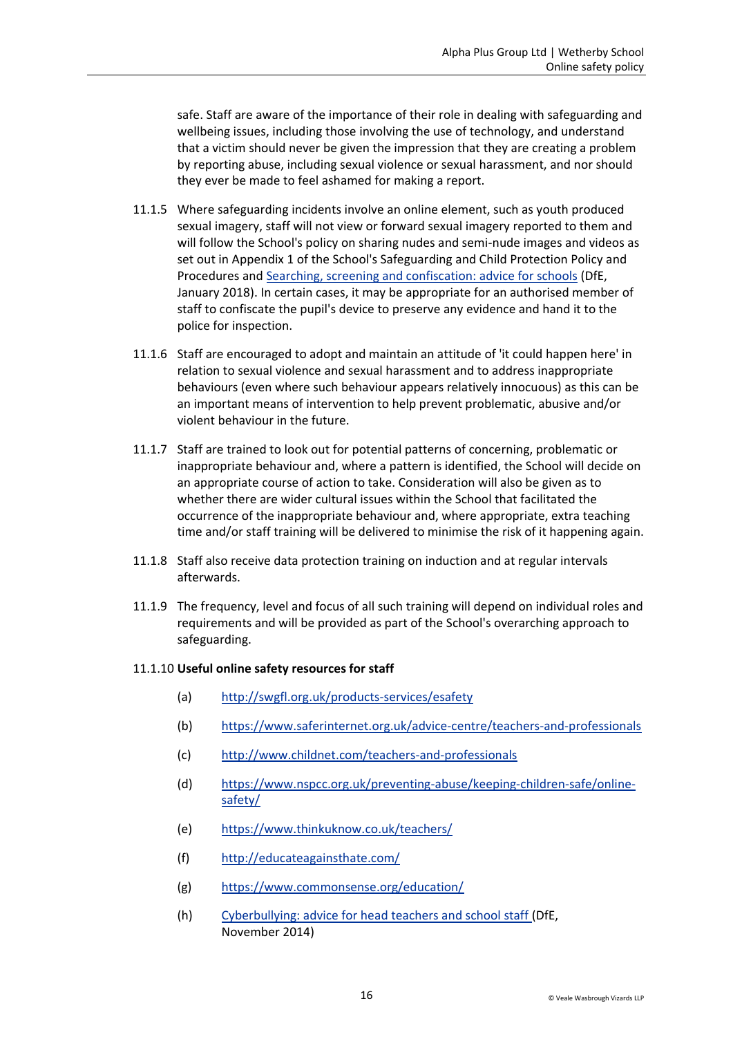safe. Staff are aware of the importance of their role in dealing with safeguarding and wellbeing issues, including those involving the use of technology, and understand that a victim should never be given the impression that they are creating a problem by reporting abuse, including sexual violence or sexual harassment, and nor should they ever be made to feel ashamed for making a report.

11.1.5 Where safeguarding incidents involve an online element, such as youth produced sexual imagery, staff will not view or forward sexual imagery reported to them and will follow the School's policy on sharing nudes and semi-nude images and videos as set out in Appendix 1 of the School's Safeguarding and Child Protection Policy and Procedures and [Searching, screening and confiscation: advice for schools](#) (DfE, January 2018). In certain cases, it may be appropriate for an authorised member of staff to confiscate the pupil's device to preserve any evidence and hand it to the police for inspection.

11.1.6 Staff are encouraged to adopt and maintain an attitude of 'it could happen here' in relation to sexual violence and sexual harassment and to address inappropriate behaviours (even where such behaviour appears relatively innocuous) as this can be an important means of intervention to help prevent problematic, abusive and/or violent behaviour in the future.

11.1.7 Staff are trained to look out for potential patterns of concerning, problematic or inappropriate behaviour and, where a pattern is identified, the School will decide on an appropriate course of action to take. Consideration will also be given as to whether there are wider cultural issues within the School that facilitated the occurrence of the inappropriate behaviour and, where appropriate, extra teaching time and/or staff training will be delivered to minimise the risk of it happening again.

11.1.8 Staff also receive data protection training on induction and at regular intervals afterwards.

11.1.9 The frequency, level and focus of all such training will depend on individual roles and requirements and will be provided as part of the School's overarching approach to safeguarding.

11.1.10 **Useful online safety resources for staff**

(a) http://swgfl.org.uk/products-services/esafety

(b) https://www.saferinternet.org.uk/advice-centre/teachers-and-professionals

(c) http://www.childnet.com/teachers-and-professionals

(d) https://www.nspcc.org.uk/preventing-abuse/keeping-children-safe/online-safety/

(e) https://www.thinkuknow.co.uk/teachers/

(f) http://educateagainsthate.com/

(g) https://www.commonsense.org/education/

(h) [Cyberbullying: advice for head teachers and school staff](#) (DfE, November 2014)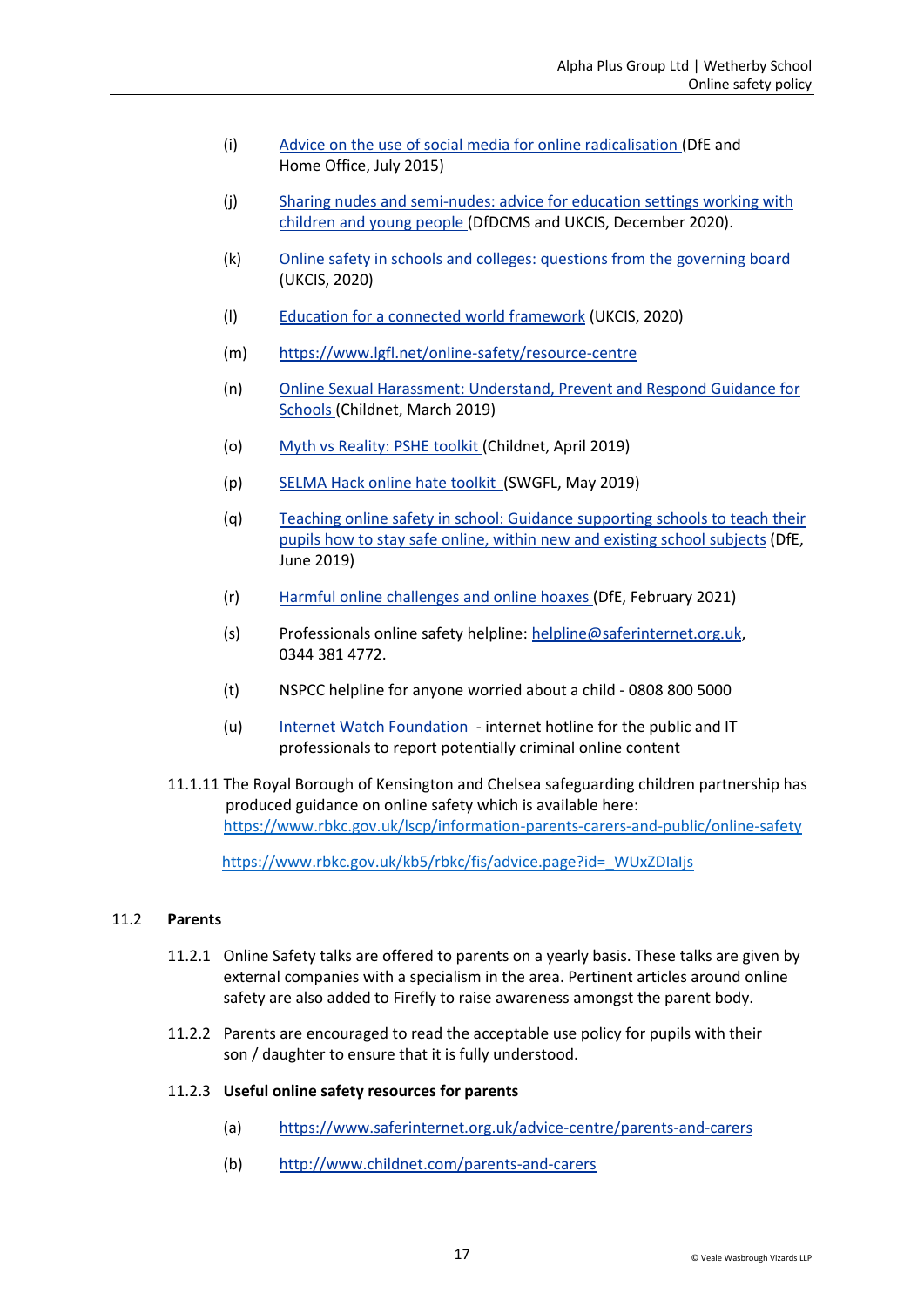(i) [Advice on the use of social media for online radicalisation](#) (DfE and Home Office, July 2015)

(j) [Sharing nudes and semi-nudes: advice for education settings working with children and young people](#) (DfDCMS and UKCIS, December 2020).

(k) [Online safety in schools and colleges: questions from the governing board](#) (UKCIS, 2020)

(l) [Education for a connected world framework](#) (UKCIS, 2020)

(m) https://www.lgfl.net/online-safety/resource-centre

(n) [Online Sexual Harassment: Understand, Prevent and Respond Guidance for Schools](#) (Childnet, March 2019)

(o) [Myth vs Reality: PSHE toolkit](#) (Childnet, April 2019)

(p) [SELMA Hack online hate toolkit](#) (SWGFL, May 2019)

(q) [Teaching online safety in school: Guidance supporting schools to teach their pupils how to stay safe online, within new and existing school subjects](#) (DfE, June 2019)

(r) [Harmful online challenges and online hoaxes](#) (DfE, February 2021)

(s) Professionals online safety helpline: helpline@saferinternet.org.uk, 0344 381 4772.

(t) NSPCC helpline for anyone worried about a child - 0808 800 5000

(u) [Internet Watch Foundation](#) - internet hotline for the public and IT professionals to report potentially criminal online content

11.1.11 The Royal Borough of Kensington and Chelsea safeguarding children partnership has produced guidance on online safety which is available here: https://www.rbkc.gov.uk/lscp/information-parents-carers-and-public/online-safety

https://www.rbkc.gov.uk/kb5/rbkc/fis/advice.page?id=_WUxZDIaIjs

## 11.2 Parents

11.2.1 Online Safety talks are offered to parents on a yearly basis. These talks are given by external companies with a specialism in the area. Pertinent articles around online safety are also added to Firefly to raise awareness amongst the parent body.

11.2.2 Parents are encouraged to read the acceptable use policy for pupils with their son / daughter to ensure that it is fully understood.

11.2.3 **Useful online safety resources for parents**

(a) https://www.saferinternet.org.uk/advice-centre/parents-and-carers

(b) http://www.childnet.com/parents-and-carers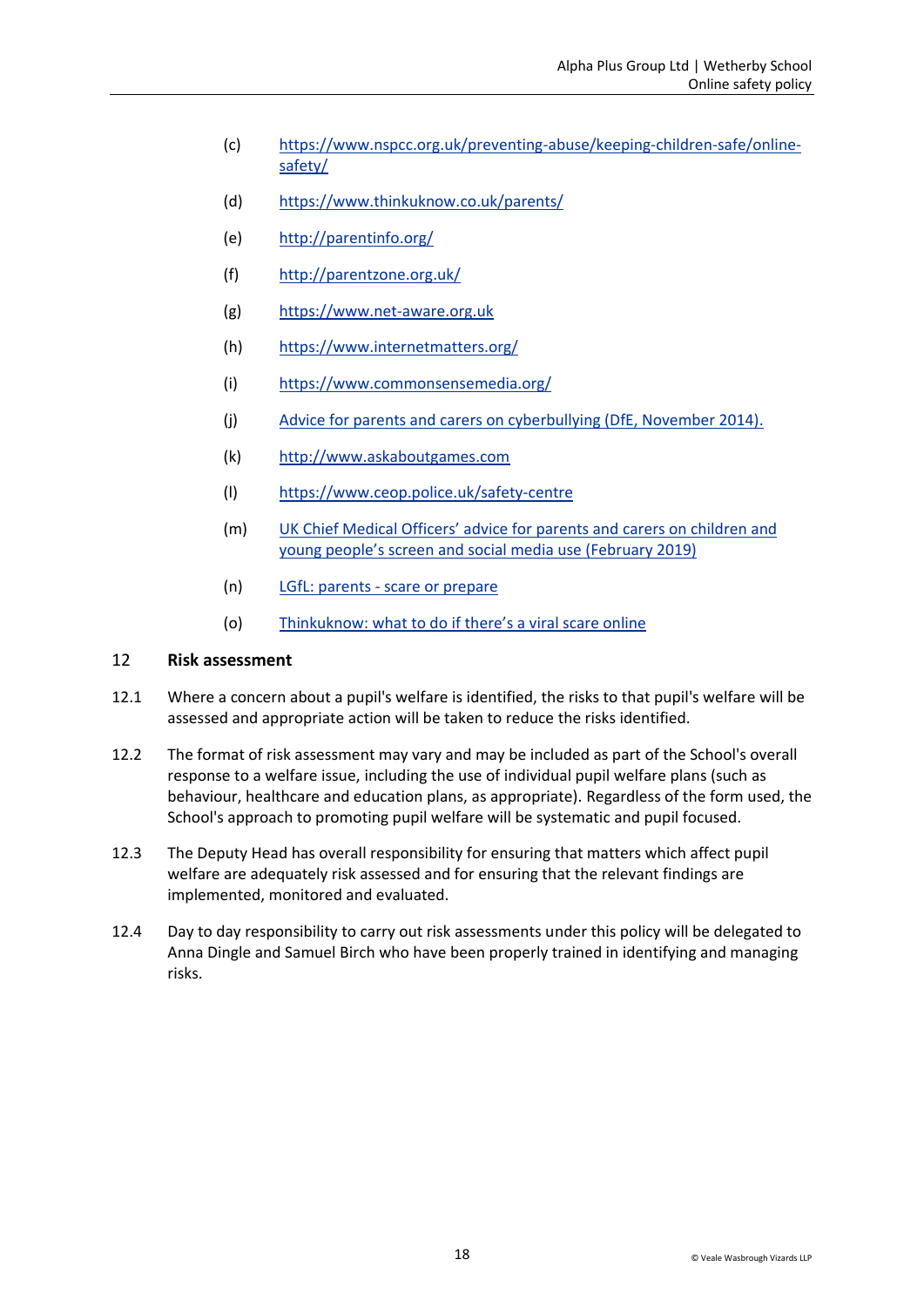(c) [https://www.nspcc.org.uk/preventing-abuse/keeping-children-safe/online-safety/](https://www.nspcc.org.uk/preventing-abuse/keeping-children-safe/online-safety/)

(d) [https://www.thinkuknow.co.uk/parents/](https://www.thinkuknow.co.uk/parents/)

(e) [http://parentinfo.org/](http://parentinfo.org/)

(f) [http://parentzone.org.uk/](http://parentzone.org.uk/)

(g) [https://www.net-aware.org.uk](https://www.net-aware.org.uk)

(h) [https://www.internetmatters.org/](https://www.internetmatters.org/)

(i) [https://www.commonsensemedia.org/](https://www.commonsensemedia.org/)

(j) Advice for parents and carers on cyberbullying (DfE, November 2014).

(k) [http://www.askaboutgames.com](http://www.askaboutgames.com)

(l) [https://www.ceop.police.uk/safety-centre](https://www.ceop.police.uk/safety-centre)

(m) UK Chief Medical Officers' advice for parents and carers on children and young people's screen and social media use (February 2019)

(n) LGfL: parents - scare or prepare

(o) Thinkuknow: what to do if there's a viral scare online

## 12 Risk assessment

12.1 Where a concern about a pupil's welfare is identified, the risks to that pupil's welfare will be assessed and appropriate action will be taken to reduce the risks identified.

12.2 The format of risk assessment may vary and may be included as part of the School's overall response to a welfare issue, including the use of individual pupil welfare plans (such as behaviour, healthcare and education plans, as appropriate). Regardless of the form used, the School's approach to promoting pupil welfare will be systematic and pupil focused.

12.3 The Deputy Head has overall responsibility for ensuring that matters which affect pupil welfare are adequately risk assessed and for ensuring that the relevant findings are implemented, monitored and evaluated.

12.4 Day to day responsibility to carry out risk assessments under this policy will be delegated to Anna Dingle and Samuel Birch who have been properly trained in identifying and managing risks.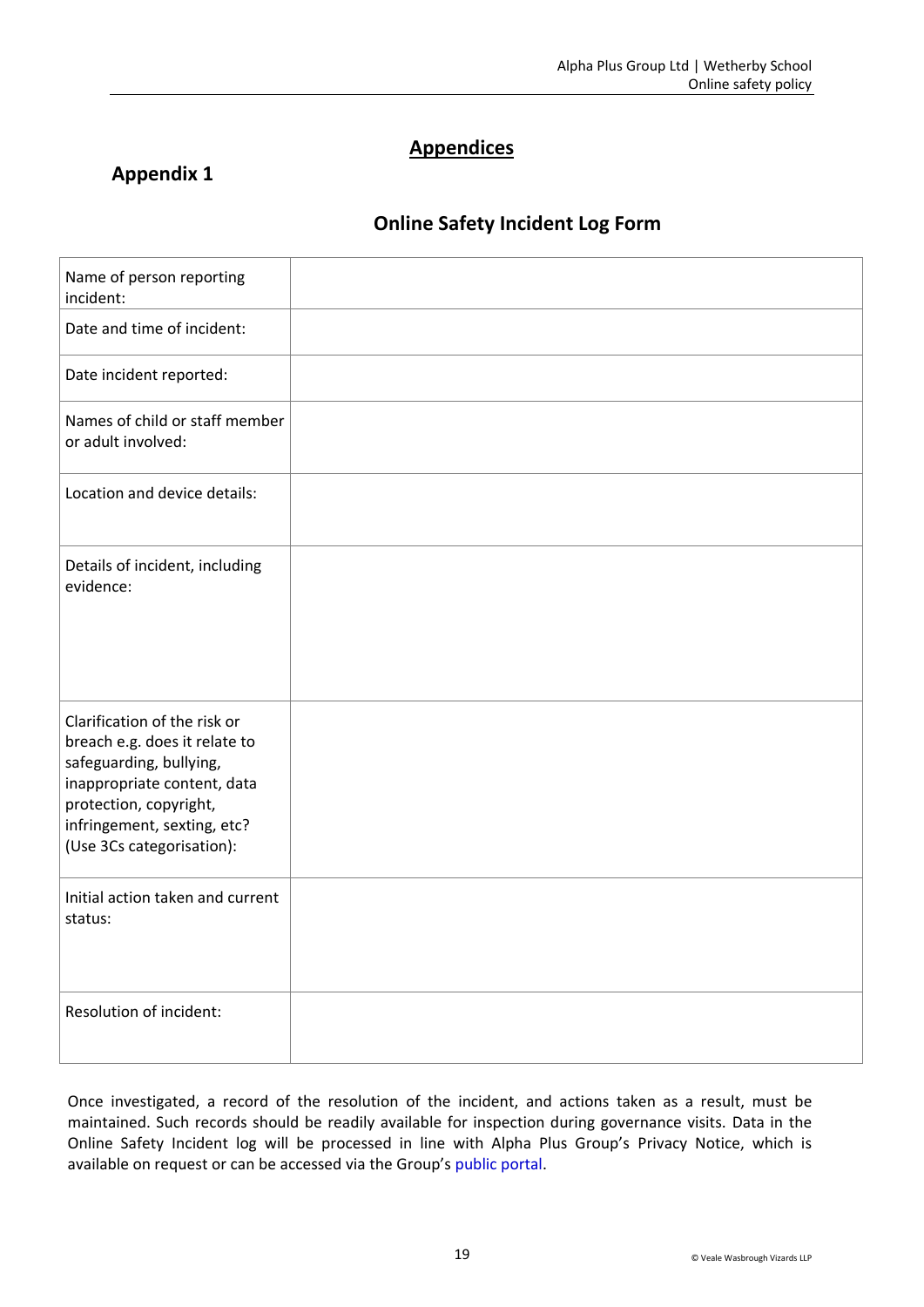# Appendices

## Appendix 1

### Online Safety Incident Log Form

| | |
|---|---|
| Name of person reporting incident: | |
| Date and time of incident: | |
| Date incident reported: | |
| Names of child or staff member or adult involved: | |
| Location and device details: | |
| Details of incident, including evidence: | |
| Clarification of the risk or breach e.g. does it relate to safeguarding, bullying, inappropriate content, data protection, copyright, infringement, sexting, etc? (Use 3Cs categorisation): | |
| Initial action taken and current status: | |
| Resolution of incident: | |

Once investigated, a record of the resolution of the incident, and actions taken as a result, must be maintained. Such records should be readily available for inspection during governance visits. Data in the Online Safety Incident log will be processed in line with Alpha Plus Group's Privacy Notice, which is available on request or can be accessed via the Group's public portal.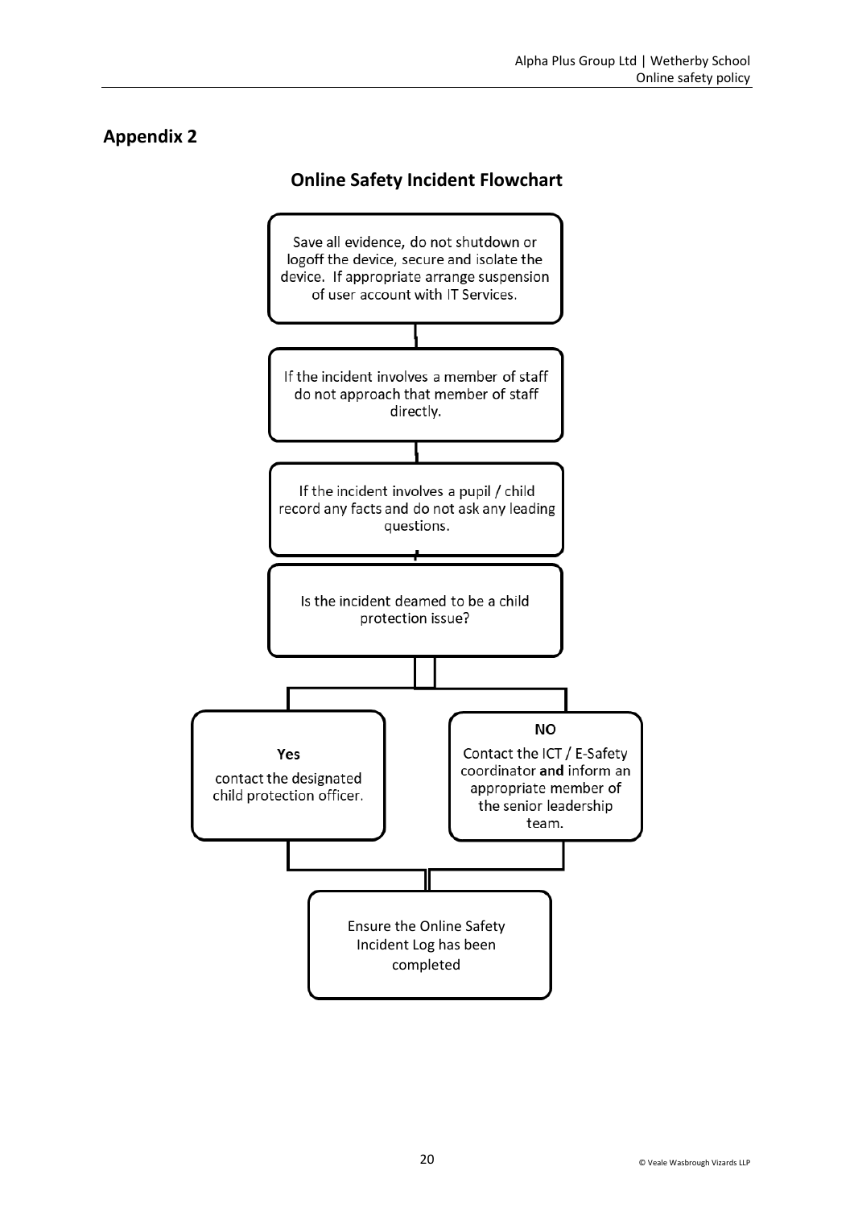## Appendix 2

### Online Safety Incident Flowchart

Save all evidence, do not shutdown or logoff the device, secure and isolate the device. If appropriate arrange suspension of user account with IT Services.

If the incident involves a member of staff do not approach that member of staff directly.

If the incident involves a pupil / child record any facts and do not ask any leading questions.

Is the incident deamed to be a child protection issue?

**Yes**

contact the designated child protection officer.

**NO**

Contact the ICT / E-Safety coordinator **and** inform an appropriate member of the senior leadership team.

Ensure the Online Safety Incident Log has been completed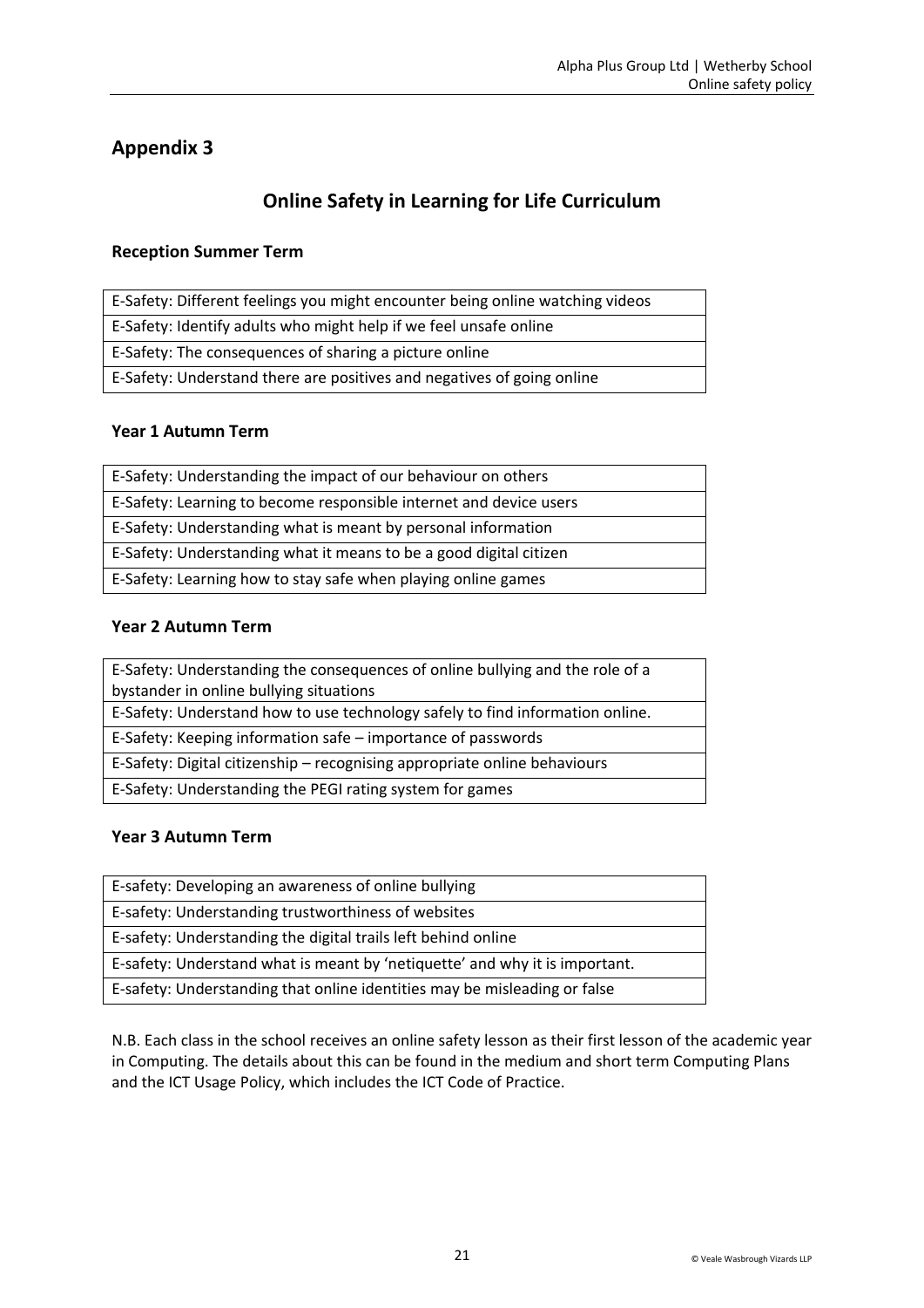## Appendix 3

### Online Safety in Learning for Life Curriculum

**Reception Summer Term**

| |
|---|
| E-Safety: Different feelings you might encounter being online watching videos |
| E-Safety: Identify adults who might help if we feel unsafe online |
| E-Safety: The consequences of sharing a picture online |
| E-Safety: Understand there are positives and negatives of going online |

**Year 1 Autumn Term**

| |
|---|
| E-Safety: Understanding the impact of our behaviour on others |
| E-Safety: Learning to become responsible internet and device users |
| E-Safety: Understanding what is meant by personal information |
| E-Safety: Understanding what it means to be a good digital citizen |
| E-Safety: Learning how to stay safe when playing online games |

**Year 2 Autumn Term**

| |
|---|
| E-Safety: Understanding the consequences of online bullying and the role of a bystander in online bullying situations |
| E-Safety: Understand how to use technology safely to find information online. |
| E-Safety: Keeping information safe – importance of passwords |
| E-Safety: Digital citizenship – recognising appropriate online behaviours |
| E-Safety: Understanding the PEGI rating system for games |

**Year 3 Autumn Term**

| |
|---|
| E-safety: Developing an awareness of online bullying |
| E-safety: Understanding trustworthiness of websites |
| E-safety: Understanding the digital trails left behind online |
| E-safety: Understand what is meant by 'netiquette' and why it is important. |
| E-safety: Understanding that online identities may be misleading or false |

N.B. Each class in the school receives an online safety lesson as their first lesson of the academic year in Computing. The details about this can be found in the medium and short term Computing Plans and the ICT Usage Policy, which includes the ICT Code of Practice.